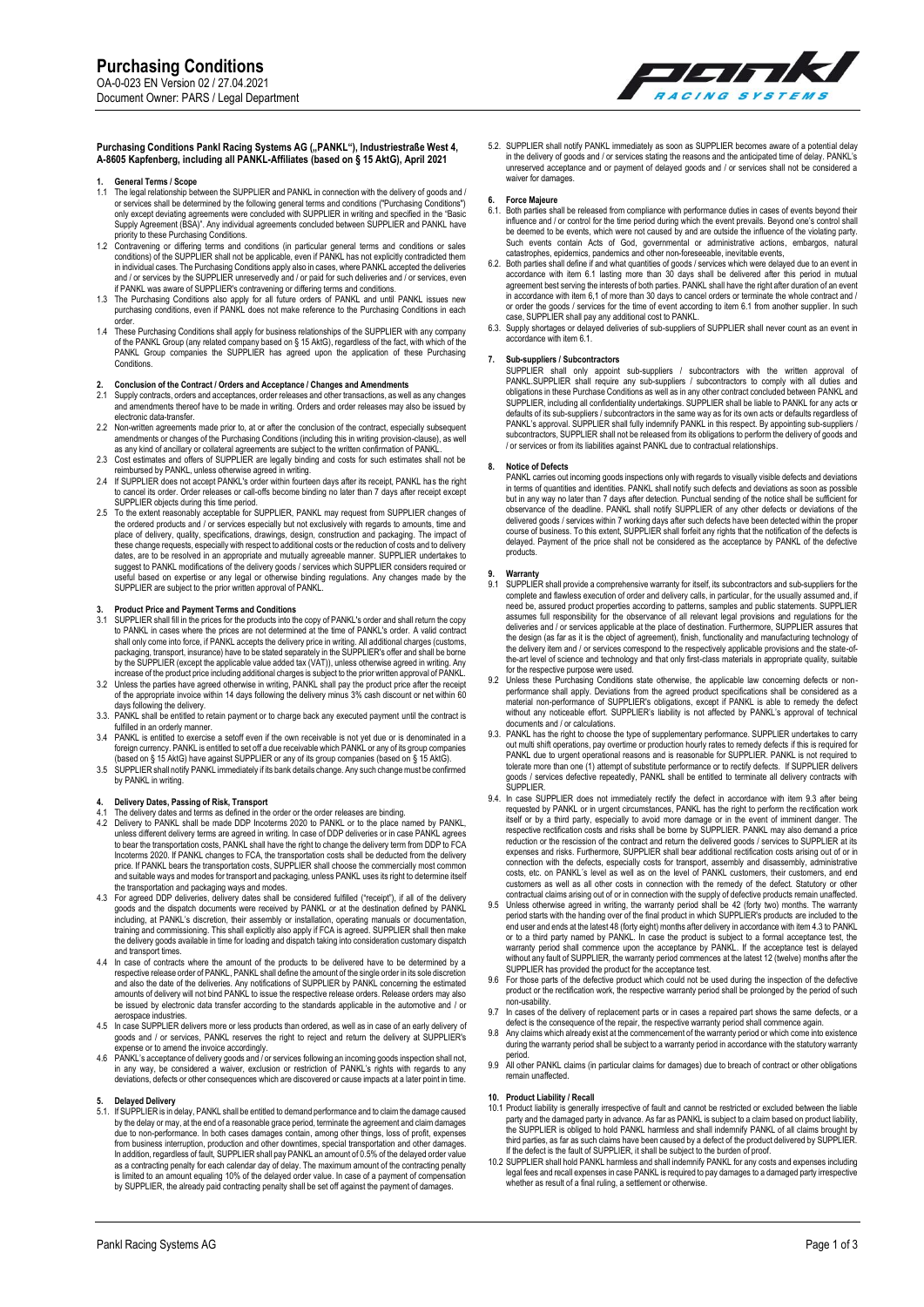# Purchasing Conditions

OA-0-023 EN Version 02 / 27.04.2021
Document Owner: PARS / Legal Department

**Purchasing Conditions Pankl Racing Systems AG („PANKL"), Industriestraße West 4, A-8605 Kapfenberg, including all PANKL-Affiliates (based on § 15 AktG), April 2021**

## 1. General Terms / Scope

1.1 The legal relationship between the SUPPLIER and PANKL in connection with the delivery of goods and / or services shall be determined by the following general terms and conditions ("Purchasing Conditions") only except deviating agreements were concluded with SUPPLIER in writing and specified in the "Basic Supply Agreement (BSA)". Any individual agreements concluded between SUPPLIER and PANKL have priority to these Purchasing Conditions.

1.2 Contravening or differing terms and conditions (in particular general terms and conditions or sales conditions) of the SUPPLIER shall not be applicable, even if PANKL has not explicitly contradicted them in individual cases. The Purchasing Conditions apply also in cases, where PANKL accepted the deliveries and / or services by the SUPPLIER unreservedly and / or paid for such deliveries and / or services, even if PANKL was aware of SUPPLIER's contravening or differing terms and conditions.

1.3 The Purchasing Conditions also apply for all future orders of PANKL and until PANKL issues new purchasing conditions, even if PANKL does not make reference to the Purchasing Conditions in each order.

1.4 These Purchasing Conditions shall apply for business relationships of the SUPPLIER with any company of the PANKL Group (any related company based on § 15 AktG), regardless of the fact, with which of the PANKL Group companies the SUPPLIER has agreed upon the application of these Purchasing Conditions.

## 2. Conclusion of the Contract / Orders and Acceptance / Changes and Amendments

2.1 Supply contracts, orders and acceptances, order releases and other transactions, as well as any changes and amendments thereof have to be made in writing. Orders and order releases may also be issued by electronic data-transfer.

2.2 Non-written agreements made prior to, at or after the conclusion of the contract, especially subsequent amendments or changes of the Purchasing Conditions (including this in writing provision-clause), as well as any kind of ancillary or collateral agreements are subject to the written confirmation of PANKL.

2.3 Cost estimates and offers of SUPPLIER are legally binding and costs for such estimates shall not be reimbursed by PANKL, unless otherwise agreed in writing.

2.4 If SUPPLIER does not accept PANKL's order within fourteen days after its receipt, PANKL has the right to cancel its order. Order releases or call-offs become binding no later than 7 days after receipt except SUPPLIER objects during this time period.

2.5 To the extent reasonably acceptable for SUPPLIER, PANKL may request from SUPPLIER changes of the ordered products and / or services especially but not exclusively with regards to amounts, time and place of delivery, quality, specifications, drawings, design, construction and packaging. The impact of these change requests, especially with respect to additional costs or the reduction of costs and to delivery dates, are to be resolved in an appropriate and mutually agreeable manner. SUPPLIER undertakes to suggest to PANKL modifications of the delivery goods / services which SUPPLIER considers required or useful based on expertise or any legal or otherwise binding regulations. Any changes made by the SUPPLIER are subject to the prior written approval of PANKL.

## 3. Product Price and Payment Terms and Conditions

3.1 SUPPLIER shall fill in the prices for the products into the copy of PANKL's order and shall return the copy to PANKL in cases where the prices are not determined at the time of PANKL's order. A valid contract shall only come into force, if PANKL accepts the delivery price in writing. All additional charges (customs, packaging, transport, insurance) have to be stated separately in the SUPPLIER's offer and shall be borne by the SUPPLIER (except the applicable value added tax (VAT)), unless otherwise agreed in writing. Any increase of the product price including additional charges is subject to the prior written approval of PANKL.

3.2 Unless the parties have agreed otherwise in writing, PANKL shall pay the product price after the receipt of the appropriate invoice within 14 days following the delivery minus 3% cash discount or net within 60 days following the delivery.

3.3. PANKL shall be entitled to retain payment or to charge back any executed payment until the contract is fulfilled in an orderly manner.

3.4 PANKL is entitled to exercise a setoff even if the own receivable is not yet due or is denominated in a foreign currency. PANKL is entitled to set off a due receivable which PANKL or any of its group companies (based on § 15 AktG) have against SUPPLIER or any of its group companies (based on § 15 AktG).

3.5 SUPPLIER shall notify PANKL immediately if its bank details change. Any such change must be confirmed by PANKL in writing.

## 4. Delivery Dates, Passing of Risk, Transport

4.1 The delivery dates and terms as defined in the order or the order releases are binding.

4.2 Delivery to PANKL shall be made DDP Incoterms 2020 to PANKL or to the place named by PANKL, unless different delivery terms are agreed in writing. In case of DDP deliveries or in case PANKL agrees to bear the transportation costs, PANKL shall have the right to change the delivery term from DDP to FCA Incoterms 2020. If PANKL changes to FCA, the transportation costs shall be deducted from the delivery price. If PANKL bears the transportation costs, SUPPLIER shall choose the commercially most common and suitable ways and modes for transport and packaging, unless PANKL uses its right to determine itself the transportation and packaging ways and modes.

4.3 For agreed DDP deliveries, delivery dates shall be considered fulfilled ("receipt"), if all of the delivery goods and the dispatch documents were received by PANKL or at the destination defined by PANKL including, at PANKL's discretion, their assembly or installation, operating manuals or documentation, training and commissioning. This shall explicitly also apply if FCA is agreed. SUPPLIER shall then make the delivery goods available in time for loading and dispatch taking into consideration customary dispatch and transport times.

4.4 In case of contracts where the amount of the products to be delivered have to be determined by a respective release order of PANKL, PANKL shall define the amount of the single order in its sole discretion and also the date of the deliveries. Any notifications of SUPPLIER by PANKL concerning the estimated amounts of delivery will not bind PANKL to issue the respective release orders. Release orders may also be issued by electronic data transfer according to the standards applicable in the automotive and / or aerospace industries.

4.5 In case SUPPLIER delivers more or less products than ordered, as well as in case of an early delivery of goods and / or services, PANKL reserves the right to reject and return the delivery at SUPPLIER's expense or to amend the invoice accordingly.

4.6 PANKL's acceptance of delivery goods and / or services following an incoming goods inspection shall not, in any way, be considered a waiver, exclusion or restriction of PANKL's rights with regards to any deviations, defects or other consequences which are discovered or cause impacts at a later point in time.

## 5. Delayed Delivery

5.1. If SUPPLIER is in delay, PANKL shall be entitled to demand performance and to claim the damage caused by the delay or may, at the end of a reasonable grace period, terminate the agreement and claim damages due to non-performance. In both cases damages contain, among other things, loss of profit, expenses from business interruption, production and other downtimes, special transportation and other damages. In addition, regardless of fault, SUPPLIER shall pay PANKL an amount of 0.5% of the delayed order value as a contracting penalty for each calendar day of delay. The maximum amount of the contracting penalty is limited to an amount equaling 10% of the delayed order value. In case of a payment of compensation by SUPPLIER, the already paid contracting penalty shall be set off against the payment of damages.

5.2. SUPPLIER shall notify PANKL immediately as soon as SUPPLIER becomes aware of a potential delay in the delivery of goods and / or services stating the reasons and the anticipated time of delay. PANKL's unreserved acceptance and or payment of delayed goods and / or services shall not be considered a waiver for damages.

## 6. Force Majeure

6.1. Both parties shall be released from compliance with performance duties in cases of events beyond their influence and / or control for the time period during which the event prevails. Beyond one's control shall be deemed to be events, which were not caused by and are outside the influence of the violating party. Such events contain Acts of God, governmental or administrative actions, embargos, natural catastrophes, epidemics, pandemics and other non-foreseeable, inevitable events.

6.2. Both parties shall define if and what quantities of goods / services which were delayed due to an event in accordance with item 6.1 lasting more than 30 days shall be delivered after this period in mutual agreement best serving the interests of both parties. PANKL shall have the right after duration of an event in accordance with item 6,1 of more than 30 days to cancel orders or terminate the whole contract and / or order the goods / services for the time of event according to item 6.1 from another supplier. In such case, SUPPLIER shall pay any additional cost to PANKL.

6.3. Supply shortages or delayed deliveries of sub-suppliers of SUPPLIER shall never count as an event in accordance with item 6.1.

## 7. Sub-suppliers / Subcontractors

SUPPLIER shall only appoint sub-suppliers / subcontractors with the written approval of PANKL.SUPPLIER shall require any sub-suppliers / subcontractors to comply with all duties and obligations in these Purchase Conditions as well as in any other contract concluded between PANKL and SUPPLIER, including all confidentiality undertakings. SUPPLIER shall be liable to PANKL for any acts or defaults of its sub-suppliers / subcontractors in the same way as for its own acts or defaults regardless of PANKL's approval. SUPPLIER shall fully indemnify PANKL in this respect. By appointing sub-suppliers / subcontractors, SUPPLIER shall not be released from its obligations to perform the delivery of goods and / or services or from its liabilities against PANKL due to contractual relationships.

## 8. Notice of Defects

PANKL carries out incoming goods inspections only with regards to visually visible defects and deviations in terms of quantities and identities. PANKL shall notify such defects and deviations as soon as possible but in any way no later than 7 days after detection. Punctual sending of the notice shall be sufficient for observance of the deadline. PANKL shall notify SUPPLIER of any other defects or deviations of the delivered goods / services within 7 working days after such defects have been detected within the proper course of business. To this extent, SUPPLIER shall forfeit any rights that the notification of the defects is delayed. Payment of the price shall not be considered as the acceptance by PANKL of the defective products.

## 9. Warranty

9.1 SUPPLIER shall provide a comprehensive warranty for itself, its subcontractors and sub-suppliers for the complete and flawless execution of order and delivery calls, in particular, for the usually assumed and, if need be, assured product properties according to patterns, samples and public statements. SUPPLIER assumes full responsibility for the observance of all relevant legal provisions and regulations for the deliveries and / or services applicable at the place of destination. Furthermore, SUPPLIER assures that the design (as far as it is the object of agreement), finish, functionality and manufacturing technology of the delivery item and / or services correspond to the respectively applicable provisions and the state-of-the-art level of science and technology and that only first-class materials in appropriate quality, suitable for the respective purpose were used.

9.2 Unless these Purchasing Conditions state otherwise, the applicable law concerning defects or non-performance shall apply. Deviations from the agreed product specifications shall be considered as a material non-performance of SUPPLIER's obligations, except if PANKL is able to remedy the defect without any noticeable effort. SUPPLIER's liability is not affected by PANKL's approval of technical documents and / or calculations.

9.3. PANKL has the right to choose the type of supplementary performance. SUPPLIER undertakes to carry out multi shift operations, pay overtime or production hourly rates to remedy defects if this is required for PANKL due to urgent operational reasons and is reasonable for SUPPLIER. PANKL is not required to tolerate more than one (1) attempt of substitute performance or to rectify defects. If SUPPLIER delivers goods / services defective repeatedly, PANKL shall be entitled to terminate all delivery contracts with SUPPLIER.

9.4. In case SUPPLIER does not immediately rectify the defect in accordance with item 9.3 after being requested by PANKL or in urgent circumstances, PANKL has the right to perform the rectification work itself or by a third party, especially to avoid more damage or in the event of imminent danger. The respective rectification costs and risks shall be borne by SUPPLIER. PANKL may also demand a price reduction or the rescission of the contract and return the delivered goods / services to SUPPLIER at its expenses and risks. Furthermore, SUPPLIER shall bear additional rectification costs arising out of or in connection with the defects, especially costs for transport, assembly and disassembly, administrative costs, etc. on PANKL´s level as well as on the level of PANKL customers, their customers, and end customers as well as all other costs in connection with the remedy of the defect. Statutory or other contractual claims arising out of or in connection with the supply of defective products remain unaffected.

9.5 Unless otherwise agreed in writing, the warranty period shall be 42 (forty two) months. The warranty period starts with the handing over of the final product in which SUPPLIER's products are included to the end user and ends at the latest 48 (forty eight) months after delivery in accordance with item 4.3 to PANKL or to a third party named by PANKL. In case the product is subject to a formal acceptance test, the warranty period shall commence upon the acceptance by PANKL. If the acceptance test is delayed without any fault of SUPPLIER, the warranty period commences at the latest 12 (twelve) months after the SUPPLIER has provided the product for the acceptance test.

9.6 For those parts of the defective product which could not be used during the inspection of the defective product or the rectification work, the respective warranty period shall be prolonged by the period of such non-usability.

9.7 In cases of the delivery of replacement parts or in cases a repaired part shows the same defects, or a defect is the consequence of the repair, the respective warranty period shall commence again.

9.8 Any claims which already exist at the commencement of the warranty period or which come into existence during the warranty period shall be subject to a warranty period in accordance with the statutory warranty period.

9.9 All other PANKL claims (in particular claims for damages) due to breach of contract or other obligations remain unaffected.

## 10. Product Liability / Recall

10.1 Product liability is generally irrespective of fault and cannot be restricted or excluded between the liable party and the damaged party in advance. As far as PANKL is subject to a claim based on product liability, the SUPPLIER is obliged to hold PANKL harmless and shall indemnify PANKL of all claims brought by third parties, as far as such claims have been caused by a defect of the product delivered by SUPPLIER. If the defect is the fault of SUPPLIER, it shall be subject to the burden of proof.

10.2 SUPPLIER shall hold PANKL harmless and shall indemnify PANKL for any costs and expenses including legal fees and recall expenses in case PANKL is required to pay damages to a damaged party irrespective whether as result of a final ruling, a settlement or otherwise.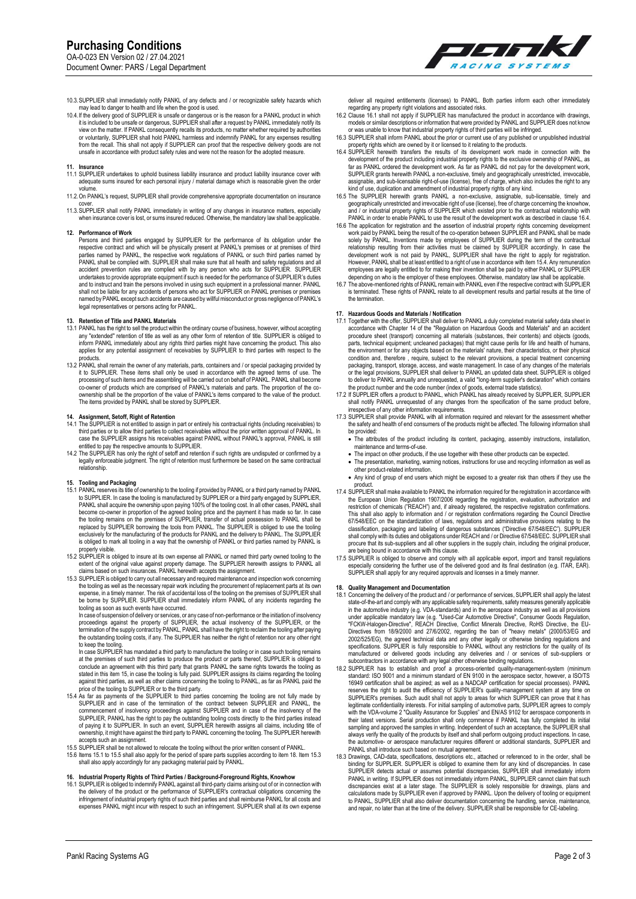10.3. SUPPLIER shall immediately notify PANKL of any defects and / or recognizable safety hazards which may lead to danger to health and life when the good is used.

10.4. If the delivery good of SUPPLIER is unsafe or dangerous or is the reason for a PANKL product in which it is included to be unsafe or dangerous, SUPPLIER shall after a request by PANKL immediately notify its view on the matter. If PANKL consequently recalls its products, no matter whether required by authorities or voluntarily, SUPPLIER shall hold PANKL harmless and indemnify PANKL for any expenses resulting from the recall. This shall not apply if SUPPLIER can proof that the respective delivery goods are not unsafe in accordance with product safety rules and were not the reason for the adopted measure.

## 11. Insurance

11.1 SUPPLIER undertakes to uphold business liability insurance and product liability insurance cover with adequate sums insured for each personal injury / material damage which is reasonable given the order volume.

11.2. On PANKL's request, SUPPLIER shall provide comprehensive appropriate documentation on insurance cover.

11.3. SUPPLIER shall notify PANKL immediately in writing of any changes in insurance matters, especially when insurance cover is lost, or sums insured reduced. Otherwise, the mandatory law shall be applicable.

## 12. Performance of Work

Persons and third parties engaged by SUPPLIER for the performance of its obligation under the respective contract and which will be physically present at PANKL's premises or at premises of third parties named by PANKL, the respective work regulations of PANKL or such third parties named by PANKL shall be complied with. SUPPLIER shall make sure that all health and safety regulations and all accident prevention rules are complied with by any person who acts for SUPPLIER. SUPPLIER undertakes to provide appropriate equipment if such is needed for the performance of SUPPLIER's duties and to instruct and train the persons involved in using such equipment in a professional manner. PANKL shall not be liable for any accidents of persons who act for SUPPLIER on PANKL premises or premises named by PANKL except such accidents are caused by willful misconduct or gross negligence of PANKL's legal representatives or persons acting for PANKL.

## 13. Retention of Title and PANKL Materials

13.1 PANKL has the right to sell the product within the ordinary course of business, however, without accepting any "extended" retention of title as well as any other form of retention of title. SUPPLIER is obliged to inform PANKL immediately about any rights third parties might have concerning the product. This also applies for any potential assignment of receivables by SUPPLIER to third parties with respect to the products.

13.2 PANKL shall remain the owner of any materials, parts, containers and / or special packaging provided by it to SUPPLIER. These items shall only be used in accordance with the agreed terms of use. The processing of such items and the assembling will be carried out on behalf of PANKL. PANKL shall become co-owner of products which are comprised of PANKL's materials and parts. The proportion of the co-ownership shall be the proportion of the value of PANKL's items compared to the value of the product. The items provided by PANKL shall be stored by SUPPLIER.

## 14. Assignment, Setoff, Right of Retention

14.1 The SUPPLIER is not entitled to assign in part or entirely his contractual rights (including receivables) to third parties or to allow third parties to collect receivables without the prior written approval of PANKL. In case the SUPPLIER assigns his receivables against PANKL without PANKL's approval, PANKL is still entitled to pay the respective amounts to SUPPLIER.

14.2 The SUPPLIER has only the right of setoff and retention if such rights are undisputed or confirmed by a legally enforceable judgment. The right of retention must furthermore be based on the same contractual relationship.

## 15. Tooling and Packaging

15.1 PANKL reserves its title of ownership to the tooling if provided by PANKL or a third party named by PANKL to SUPPLIER. In case the tooling is manufactured by SUPPLIER or a third party engaged by SUPPLIER, PANKL shall acquire the ownership upon paying 100% of the tooling cost. In all other cases, PANKL shall become co-owner in proportion of the agreed tooling price and the payment it has made so far. In case the tooling remains on the premises of SUPPLIER, transfer of actual possession to PANKL shall be replaced by SUPPLIER borrowing the tools from PANKL. The SUPPLIER is obliged to use the tooling exclusively for the manufacturing of the products for PANKL and the delivery to PANKL. The SUPPLIER is obliged to mark all tooling in a way that the ownership of PANKL or third parties named by PANKL is properly visible.

15.2 SUPPLIER is obliged to insure at its own expense all PANKL or named third party owned tooling to the extent of the original value against property damage. The SUPPLIER herewith assigns to PANKL all claims based on such insurances. PANKL herewith accepts the assignment.

15.3 SUPPLIER is obliged to carry out all necessary and required maintenance and inspection work concerning the tooling as well as the necessary repair work including the procurement of replacement parts at its own expense, in a timely manner. The risk of accidental loss of the tooling on the premises of SUPPLIER shall be borne by SUPPLIER. SUPPLIER shall immediately inform PANKL of any incidents regarding the tooling as soon as such events have occurred.

In case of suspension of delivery or services, or any case of non-performance or the initiation of insolvency proceedings against the property of SUPPLIER, the actual insolvency of the SUPPLIER, or the termination of the supply contract by PANKL, PANKL shall have the right to reclaim the tooling after paying the outstanding tooling costs, if any. The SUPPLIER has neither the right of retention nor any other right to keep the tooling.

In case SUPPLIER has mandated a third party to manufacture the tooling or in case such tooling remains at the premises of such third parties to produce the product or parts thereof, SUPPLIER is obliged to conclude an agreement with this third party that grants PANKL the same rights towards the tooling as stated in this item 15, in case the tooling is fully paid. SUPPLIER assigns its claims regarding the tooling against third parties, as well as other claims concerning the tooling to PANKL, as far as PANKL paid the price of the tooling to SUPPLIER or to the third party.

15.4 As far as payments of the SUPPLIER to third parties concerning the tooling are not fully made by SUPPLIER and in case of the termination of the contract between SUPPLIER and PANKL, the commencement of insolvency proceedings against SUPPLIER and in case of the insolvency of the SUPPLIER, PANKL has the right to pay the outstanding tooling costs directly to the third parties instead of paying it to SUPPLIER. In such an event, SUPPLIER herewith assigns all claims, including title of ownership, it might have against the third party to PANKL concerning the tooling. The SUPPLIER herewith accepts such an assignment.

15.5 SUPPLIER shall be not allowed to relocate the tooling without the prior written consent of PANKL.

15.6 Items 15.1 to 15.5 shall also apply for the period of spare parts supplies according to item 18. Item 15.3 shall also apply accordingly for any packaging material paid by PANKL.

## 16. Industrial Property Rights of Third Parties / Background-Foreground Rights, Knowhow

16.1 SUPPLIER is obliged to indemnify PANKL against all third-party claims arising out of or in connection with the delivery of the product or the performance of SUPPLIER's contractual obligations concerning the infringement of industrial property rights of such third parties and shall reimburse PANKL for all costs and expenses PANKL might incur with respect to such an infringement. SUPPLIER shall at its own expense deliver all required entitlements (licenses) to PANKL. Both parties inform each other immediately regarding any property right violations and associated risks.

16.2 Clause 16.1 shall not apply if SUPPLIER has manufactured the product in accordance with drawings, models or similar descriptions or information that were provided by PANKL and SUPPLIER does not know or was unable to know that industrial property rights of third parties will be infringed.

16.3 SUPPLIER shall inform PANKL about the prior or current use of any published or unpublished industrial property rights which are owned by it or licensed to it relating to the products.

16.4 SUPPLIER herewith transfers the results of its development work made in connection with the development of the product including industrial property rights to the exclusive ownership of PANKL, as far as PANKL ordered the development work. As far as PANKL did not pay for the development work, SUPPLIER grants herewith PANKL a non-exclusive, timely and geographically unrestricted, irrevocable, assignable, and sub-licensable right-of-use (license), free of charge, which also includes the right to any kind of use, duplication and amendment of industrial property rights of any kind.

16.5 The SUPPLIER herewith grants PANKL a non-exclusive, assignable, sub-licensable, timely and geographically unrestricted and irrevocable right of use (license), free of charge concerning the knowhow, and / or industrial property rights of SUPPLIER which existed prior to the contractual relationship with PANKL in order to enable PANKL to use the result of the development work as described in clause 16.4.

16.6 The application for registration and the assertion of industrial property rights concerning development work paid by PANKL being the result of the co-operation between SUPPLIER and PANKL shall be made solely by PANKL. Inventions made by employees of SUPPLIER during the term of the contractual relationship resulting from their activities must be claimed by SUPPLIER accordingly. In case the development work is not paid by PANKL, SUPPLIER shall have the right to apply for registration. However, PANKL shall be at least entitled to a right of use in accordance with item 15.4. Any remuneration employees are legally entitled to for making their invention shall be paid by either PANKL or SUPPLIER depending on who is the employer of these employees. Otherwise, mandatory law shall be applicable.

16.7 The above-mentioned rights of PANKL remain with PANKL even if the respective contract with SUPPLIER is terminated. These rights of PANKL relate to all development results and partial results at the time of the termination.

## 17. Hazardous Goods and Materials / Notification

17.1 Together with the offer, SUPPLIER shall deliver to PANKL a duly completed material safety data sheet in accordance with Chapter 14 of the "Regulation on Hazardous Goods and Materials" and an accident procedure sheet (transport) concerning all materials (substances, their contents) and objects (goods, parts, technical equipment; uncleaned packages) that might cause perils for life and health of humans, the environment or for any objects based on the materials' nature, their characteristics, or their physical condition and, therefore , require, subject to the relevant provisions, a special treatment concerning packaging, transport, storage, access, and waste management. In case of any changes of the materials or the legal provisions, SUPPLIER shall deliver to PANKL an updated data sheet. SUPPLIER is obliged to deliver to PANKL annually and unrequested, a valid "long-term supplier's declaration" which contains the product number and the code number (index of goods, external trade statistics).

17.2 If SUPPLIER offers a product to PANKL, which PANKL has already received by SUPPLIER, SUPPLIER shall notify PANKL unrequested of any changes from the specification of the same product before, irrespective of any other information requirements.

17.3 SUPPLIER shall provide PANKL with all information required and relevant for the assessment whether the safety and health of end consumers of the products might be affected. The following information shall be provided:

- The attributes of the product including its content, packaging, assembly instructions, installation, maintenance and terms-of-use.
- The impact on other products, if the use together with these other products can be expected.
- The presentation, marketing, warning notices, instructions for use and recycling information as well as other product-related information.
- Any kind of group of end users which might be exposed to a greater risk than others if they use the product.

17.4 SUPPLIER shall make available to PANKL the information required for the registration in accordance with the European Union Regulation 1907/2006 regarding the registration, evaluation, authorization and restriction of chemicals ("REACH") and, if already registered, the respective registration confirmations. This shall also apply to information and / or registration confirmations regarding the Council Directive 67/548/EEC on the standardization of laws, regulations and administrative provisions relating to the classification, packaging and labeling of dangerous substances ("Directive 67/548/EEC"). SUPPLIER shall comply with its duties and obligations under REACH and / or Directive 67/548/EEC. SUPPLIER shall procure that its sub-suppliers and all other suppliers in the supply chain, including the original producer, are being bound in accordance with this clause.

17.5 SUPPLIER is obliged to observe and comply with all applicable export, import and transit regulations especially considering the further use of the delivered good and its final destination (e.g. ITAR, EAR). SUPPLIER shall apply for any required approvals and licenses in a timely manner.

## 18. Quality Management and Documentation

18.1 Concerning the delivery of the product and / or performance of services, SUPPLIER shall apply the latest state-of-the-art and comply with any applicable safety requirements, safety measures generally applicable in the automotive industry (e.g. VDA-standards) and in the aerospace industry as well as all provisions under applicable mandatory law (e.g. "Used-Car Automotive Directive", Consumer Goods Regulation, "FCKW-Halogen-Directive", REACH Directive, Conflict Minerals Directive, RoHS Directive, the EU-Directives from 18/9/2000 and 27/6/2002, regarding the ban of "heavy metals" (2000/53/EG and 2002/525/EG), the agreed technical data and any other legally or otherwise binding regulations and specifications. SUPPLIER is fully responsible to PANKL without any restrictions for the quality of its manufactured or delivered goods including any deliveries and / or services of sub-suppliers or subcontractors in accordance with any legal other otherwise binding regulations.

18.2 SUPPLIER has to establish and proof a process-oriented quality-management-system (minimum standard: ISO 9001 and a minimum standard of EN 9100 in the aerospace sector, however, a ISO/TS 16949 certification shall be aspired; as well as a NADCAP certification for special processes). PANKL reserves the right to audit the efficiency of SUPPLIER's quality-management system at any time on SUPPLIER's premises. Such audit shall not apply to areas for which SUPPLIER can prove that it has legitimate confidentiality interests. For initial sampling of automotive parts, SUPPLIER agrees to comply with the VDA-volume 2 "Quality Assurance for Supplies" and EN/AS 9102 for aerospace components in their latest versions. Serial production shall only commence if PANKL has fully completed its initial sampling and approved the samples in writing. Independent of such an acceptance, the SUPPLIER shall always verify the quality of the products by itself and shall perform outgoing product inspections. In case, the automotive- or aerospace manufacturer requires different or additional standards, SUPPLIER and PANKL shall introduce such based on mutual agreement.

18.3 Drawings, CAD-data, specifications, descriptions etc., attached or referenced to in the order, shall be binding for SUPPLIER. SUPPLIER is obliged to examine them for any kind of discrepancies. In case SUPPLIER detects actual or assumes potential discrepancies, SUPPLIER shall immediately inform PANKL in writing. If SUPPLIER does not immediately inform PANKL, SUPPLIER cannot claim that such discrepancies exist at a later stage. The SUPPLIER is solely responsible for drawings, plans and calculations made by SUPPLIER even if approved by PANKL. Upon the delivery of tooling or equipment to PANKL, SUPPLIER shall also deliver documentation concerning the handling, service, maintenance, and repair, no later than at the time of the delivery. SUPPLIER shall be responsible for CE-labeling.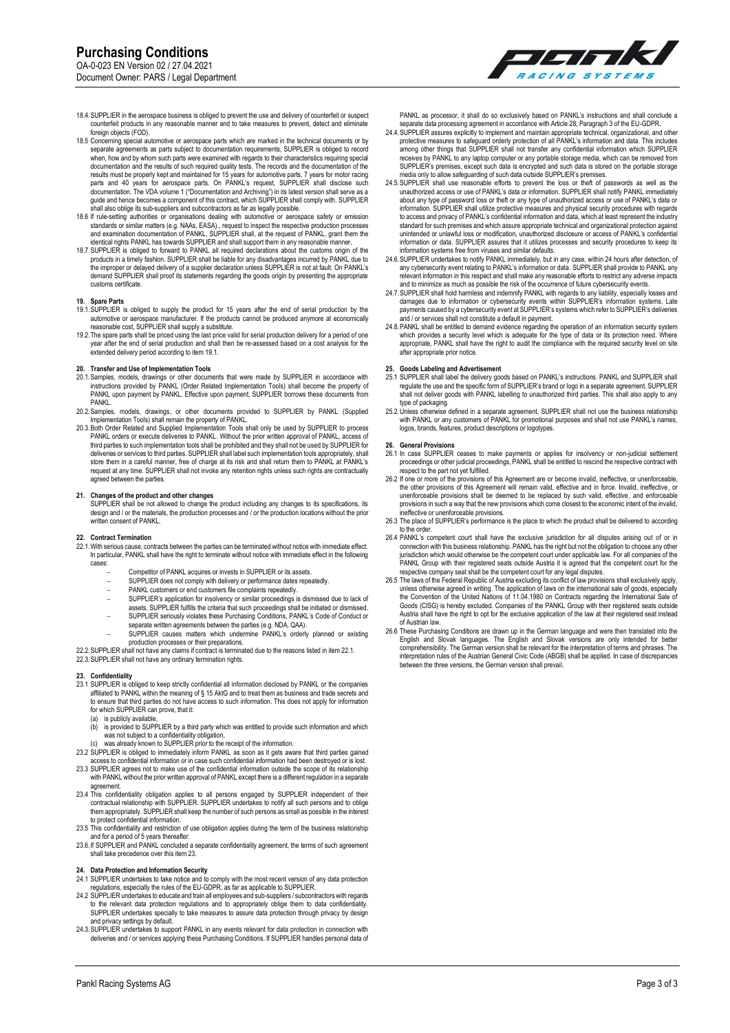18.4. SUPPLIER in the aerospace business is obliged to prevent the use and delivery of counterfeit or suspect counterfeit products in any reasonable manner and to take measures to prevent, detect and eliminate foreign objects (FOD).

18.5 Concerning special automotive or aerospace parts which are marked in the technical documents or by separate agreements as parts subject to documentation requirements, SUPPLIER is obliged to record when, how and by whom such parts were examined with regards to their characteristics requiring special documentation and the results of such required quality tests. The records and the documentation of the results must be properly kept and maintained for 15 years for automotive parts, 7 years for motor racing parts and 40 years for aerospace parts. On PANKL's request, SUPPLIER shall disclose such documentation. The VDA volume 1 ("Documentation and Archiving") in its latest version shall serve as a guide and hence becomes a component of this contract, which SUPPLIER shall comply with. SUPPLIER shall also oblige its sub-suppliers and subcontractors as far as legally possible.

18.6 If rule-setting authorities or organisations dealing with automotive or aerospace safety or emission standards or similar matters (e.g. NAAs, EASA)., request to inspect the respective production processes and examination documentation of PANKL, SUPPLIER shall, at the request of PANKL, grant them the identical rights PANKL has towards SUPPLIER and shall support them in any reasonable manner.

18.7 SUPPLIER is obliged to forward to PANKL all required declarations about the customs origin of the products in a timely fashion. SUPPLIER shall be liable for any disadvantages incurred by PANKL due to the improper or delayed delivery of a supplier declaration unless SUPPLIER is not at fault. On PANKL's demand SUPPLIER shall proof its statements regarding the goods origin by presenting the appropriate customs certificate.

## 19. Spare Parts

19.1. SUPPLIER is obliged to supply the product for 15 years after the end of serial production by the automotive or aerospace manufacturer. If the products cannot be produced anymore at economically reasonable cost, SUPPLIER shall supply a substitute.

19.2. The spare parts shall be priced using the last price valid for serial production delivery for a period of one year after the end of serial production and shall then be re-assessed based on a cost analysis for the extended delivery period according to item 19.1.

## 20. Transfer and Use of Implementation Tools

20.1. Samples, models, drawings or other documents that were made by SUPPLIER in accordance with instructions provided by PANKL (Order Related Implementation Tools) shall become the property of PANKL upon payment by PANKL. Effective upon payment, SUPPLIER borrows these documents from PANKL.

20.2. Samples, models, drawings, or other documents provided to SUPPLIER by PANKL (Supplied Implementation Tools) shall remain the property of PANKL.

20.3. Both Order Related and Supplied Implementation Tools shall only be used by SUPPLIER to process PANKL orders or execute deliveries to PANKL. Without the prior written approval of PANKL, access of third parties to such implementation tools shall be prohibited and they shall not be used by SUPPLIER for deliveries or services to third parties. SUPPLIER shall label such implementation tools appropriately, shall store them in a careful manner, free of charge at its risk and shall return them to PANKL at PANKL's request at any time. SUPPLIER shall not invoke any retention rights unless such rights are contractually agreed between the parties.

## 21. Changes of the product and other changes

SUPPLIER shall be not allowed to change the product including any changes to its specifications, its design and / or the materials, the production processes and / or the production locations without the prior written consent of PANKL.

## 22. Contract Termination

22.1. With serious cause, contracts between the parties can be terminated without notice with immediate effect. In particular, PANKL shall have the right to terminate without notice with immediate effect in the following cases:

- Competitor of PANKL acquires or invests in SUPPLIER or its assets.
- SUPPLIER does not comply with delivery or performance dates repeatedly.
- PANKL customers or end customers file complaints repeatedly.
- SUPPLIER's application for insolvency or similar proceedings is dismissed due to lack of assets, SUPPLIER fulfills the criteria that such proceedings shall be initiated or dismissed.
- SUPPLIER seriously violates these Purchasing Conditions, PANKL's Code of Conduct or separate written agreements between the parties (e.g. NDA, QAA).
- SUPPLIER causes matters which undermine PANKL's orderly planned or existing production processes or their preparations.

22.2. SUPPLIER shall not have any claims if contract is terminated due to the reasons listed in item 22.1.

22.3. SUPPLIER shall not have any ordinary termination rights.

## 23. Confidentiality

23.1 SUPPLIER is obliged to keep strictly confidential all information disclosed by PANKL or the companies affiliated to PANKL within the meaning of § 15 AktG and to treat them as business and trade secrets and to ensure that third parties do not have access to such information. This does not apply for information for which SUPPLIER can prove, that it:

(a) is publicly available,
(b) is provided to SUPPLIER by a third party which was entitled to provide such information and which was not subject to a confidentiality obligation,
(c) was already known to SUPPLIER prior to the receipt of the information.

23.2 SUPPLIER is obliged to immediately inform PANKL as soon as it gets aware that third parties gained access to confidential information or in case such confidential information had been destroyed or is lost.

23.3 SUPPLIER agrees not to make use of the confidential information outside the scope of its relationship with PANKL without the prior written approval of PANKL except there is a different regulation in a separate agreement.

23.4 This confidentiality obligation applies to all persons engaged by SUPPLIER independent of their contractual relationship with SUPPLIER. SUPPLIER undertakes to notify all such persons and to oblige them appropriately. SUPPLIER shall keep the number of such persons as small as possible in the interest to protect confidential information.

23.5 This confidentiality and restriction of use obligation applies during the term of the business relationship and for a period of 5 years thereafter.

23.6. If SUPPLIER and PANKL concluded a separate confidentiality agreement, the terms of such agreement shall take precedence over this item 23.

## 24. Data Protection and Information Security

24.1 SUPPLIER undertakes to take notice and to comply with the most recent version of any data protection regulations, especially the rules of the EU-GDPR, as far as applicable to SUPPLIER.

24.2 SUPPLIER undertakes to educate and train all employees and sub-suppliers / subcontractors with regards to the relevant data protection regulations and to appropriately oblige them to data confidentiality. SUPPLIER undertakes specially to take measures to assure data protection through privacy by design and privacy settings by default.

24.3. SUPPLIER undertakes to support PANKL in any events relevant for data protection in connection with deliveries and / or services applying these Purchasing Conditions. If SUPPLIER handles personal data of PANKL as processor, it shall do so exclusively based on PANKL's instructions and shall conclude a separate data processing agreement in accordance with Article 28, Paragraph 3 of the EU-GDPR.

24.4. SUPPLIER assures explicitly to implement and maintain appropriate technical, organizational, and other protective measures to safeguard orderly protection of all PANKL's information and data. This includes among other things that SUPPLIER shall not transfer any confidential information which SUPPLIER receives by PANKL to any laptop computer or any portable storage media, which can be removed from SUPPLIER's premises, except such data is encrypted and such data is stored on the portable storage media only to allow safeguarding of such data outside SUPPLIER's premises.

24.5. SUPPLIER shall use reasonable efforts to prevent the loss or theft of passwords as well as the unauthorized access or use of PANKL's data or information. SUPPLIER shall notify PANKL immediately about any type of password loss or theft or any type of unauthorized access or use of PANKL's data or information. SUPPLIER shall utilize protective measures and physical security procedures with regards to access and privacy of PANKL's confidential information and data, which at least represent the industry standard for such premises and which assure appropriate technical and organizational protection against unintended or unlawful loss or modification, unauthorized disclosure or access of PANKL's confidential information or data. SUPPLIER assures that it utilizes processes and security procedures to keep its information systems free from viruses and similar defaults.

24.6. SUPPLIER undertakes to notify PANKL immediately, but in any case, within 24 hours after detection, of any cybersecurity event relating to PANKL's information or data. SUPPLIER shall provide to PANKL any relevant information in this respect and shall make any reasonable efforts to restrict any adverse impacts and to minimize as much as possible the risk of the occurrence of future cybersecurity events.

24.7. SUPPLIER shall hold harmless and indemnify PANKL with regards to any liability, especially losses and damages due to information or cybersecurity events within SUPPLIER's information systems. Late payments caused by a cybersecurity event at SUPPLIER's systems which refer to SUPPLIER's deliveries and / or services shall not constitute a default in payment.

24.8. PANKL shall be entitled to demand evidence regarding the operation of an information security system which provides a security level which is adequate for the type of data or its protection need. Where appropriate, PANKL shall have the right to audit the compliance with the required security level on site after appropriate prior notice.

## 25. Goods Labeling and Advertisement

25.1 SUPPLIER shall label the delivery goods based on PANKL's instructions. PANKL and SUPPLIER shall regulate the use and the specific form of SUPPLIER's brand or logo in a separate agreement. SUPPLIER shall not deliver goods with PANKL labelling to unauthorized third parties. This shall also apply to any type of packaging.

25.2. Unless otherwise defined in a separate agreement, SUPPLIER shall not use the business relationship with PANKL or any customers of PANKL for promotional purposes and shall not use PANKL's names, logos, brands, features, product descriptions or logotypes.

## 26. General Provisions

26.1 In case SUPPLIER ceases to make payments or applies for insolvency or non-judicial settlement proceedings or other judicial proceedings, PANKL shall be entitled to rescind the respective contract with respect to the part not yet fulfilled.

26.2 If one or more of the provisions of this Agreement are or become invalid, ineffective, or unenforceable, the other provisions of this Agreement will remain valid, effective and in force. Invalid, ineffective, or unenforceable provisions shall be deemed to be replaced by such valid, effective, and enforceable provisions in such a way that the new provisions which come closest to the economic intent of the invalid, ineffective or unenforceable provisions.

26.3 The place of SUPPLIER's performance is the place to which the product shall be delivered to according to the order.

26.4 PANKL's competent court shall have the exclusive jurisdiction for all disputes arising out of or in connection with this business relationship. PANKL has the right but not the obligation to choose any other jurisdiction which would otherwise be the competent court under applicable law. For all companies of the PANKL Group with their registered seats outside Austria it is agreed that the competent court for the respective company seat shall be the competent court for any legal disputes.

26.5 The laws of the Federal Republic of Austria excluding its conflict of law provisions shall exclusively apply, unless otherwise agreed in writing. The application of laws on the international sale of goods, especially the Convention of the United Nations of 11.04.1980 on Contracts regarding the International Sale of Goods (CISG) is hereby excluded. Companies of the PANKL Group with their registered seats outside Austria shall have the right to opt for the exclusive application of the law at their registered seat instead of Austrian law.

26.6 These Purchasing Conditions are drawn up in the German language and were then translated into the English and Slovak languages. The English and Slovak versions are only intended for better comprehensibility. The German version shall be relevant for the interpretation of terms and phrases. The interpretation rules of the Austrian General Civic Code (ABGB) shall be applied. In case of discrepancies between the three versions, the German version shall prevail.